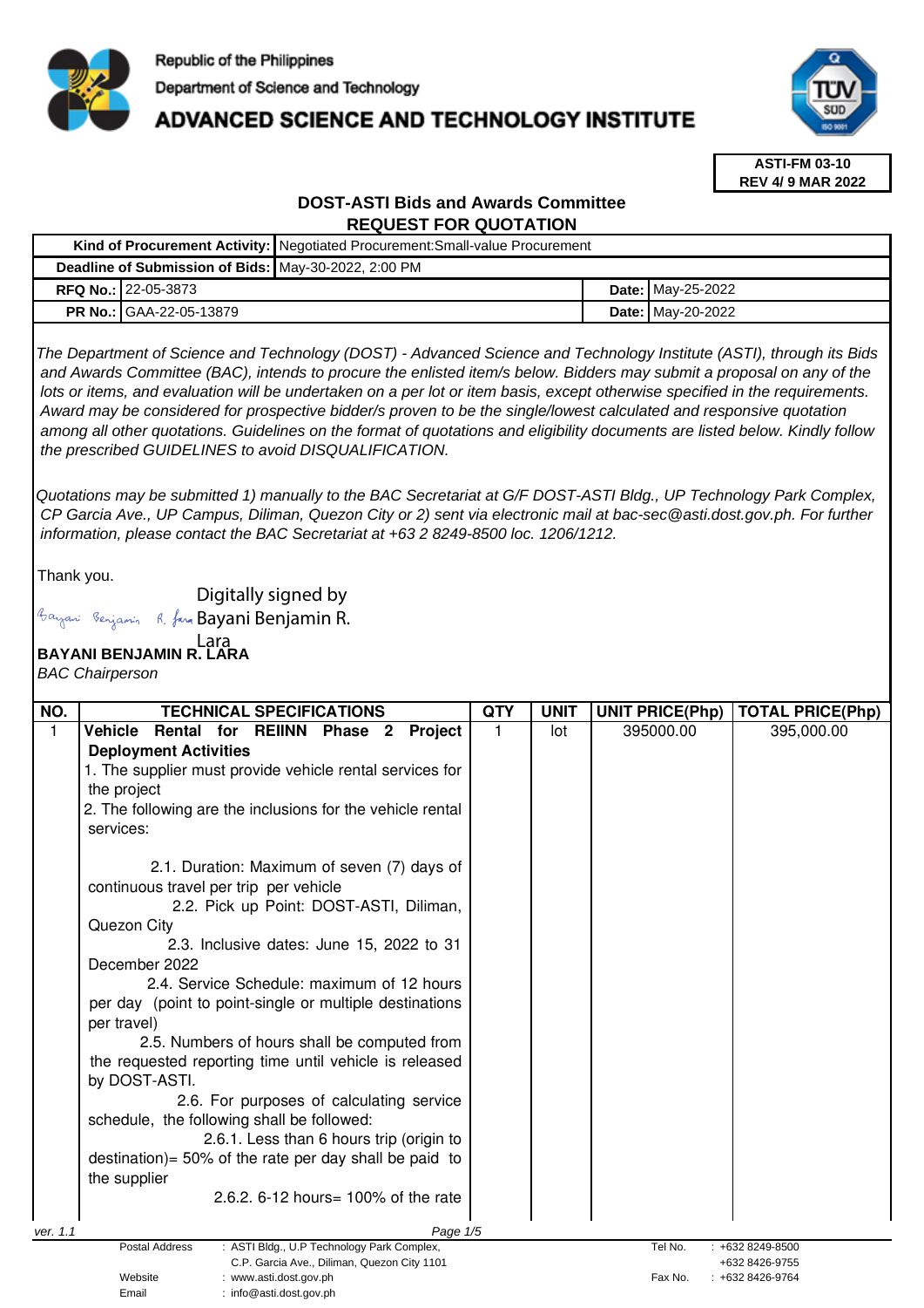Republic of the Philippines

Department of Science and Technology

# ADVANCED SCIENCE AND TECHNOLOGY INSTITUTE

**ASTI-FM 03-10**
**REV 4/ 9 MAR 2022**

## DOST-ASTI Bids and Awards Committee
## REQUEST FOR QUOTATION

| **Kind of Procurement Activity:** | Negotiated Procurement:Small-value Procurement | | |
|---|---|---|---|
| **Deadline of Submission of Bids:** | May-30-2022, 2:00 PM | | |
| **RFQ No.:** | 22-05-3873 | **Date:** | May-25-2022 |
| **PR No.:** | GAA-22-05-13879 | **Date:** | May-20-2022 |

*The Department of Science and Technology (DOST) - Advanced Science and Technology Institute (ASTI), through its Bids and Awards Committee (BAC), intends to procure the enlisted item/s below. Bidders may submit a proposal on any of the lots or items, and evaluation will be undertaken on a per lot or item basis, except otherwise specified in the requirements. Award may be considered for prospective bidder/s proven to be the single/lowest calculated and responsive quotation among all other quotations. Guidelines on the format of quotations and eligibility documents are listed below. Kindly follow the prescribed GUIDELINES to avoid DISQUALIFICATION.*

*Quotations may be submitted 1) manually to the BAC Secretariat at G/F DOST-ASTI Bldg., UP Technology Park Complex, CP Garcia Ave., UP Campus, Diliman, Quezon City or 2) sent via electronic mail at bac-sec@asti.dost.gov.ph. For further information, please contact the BAC Secretariat at +63 2 8249-8500 loc. 1206/1212.*

Thank you.

Digitally signed by Bayani Benjamin R. Lara

**BAYANI BENJAMIN R. LARA**
*BAC Chairperson*

| NO. | TECHNICAL SPECIFICATIONS | QTY | UNIT | UNIT PRICE(Php) | TOTAL PRICE(Php) |
|---|---|---|---|---|---|
| 1 | **Vehicle Rental for REIINN Phase 2 Project Deployment Activities**<br>1. The supplier must provide vehicle rental services for the project<br>2. The following are the inclusions for the vehicle rental services:<br><br>2.1. Duration: Maximum of seven (7) days of continuous travel per trip per vehicle<br>2.2. Pick up Point: DOST-ASTI, Diliman, Quezon City<br>2.3. Inclusive dates: June 15, 2022 to 31 December 2022<br>2.4. Service Schedule: maximum of 12 hours per day (point to point-single or multiple destinations per travel)<br>2.5. Numbers of hours shall be computed from the requested reporting time until vehicle is released by DOST-ASTI.<br>2.6. For purposes of calculating service schedule, the following shall be followed:<br>2.6.1. Less than 6 hours trip (origin to destination)= 50% of the rate per day shall be paid to the supplier<br>2.6.2. 6-12 hours= 100% of the rate | 1 | lot | 395000.00 | 395,000.00 |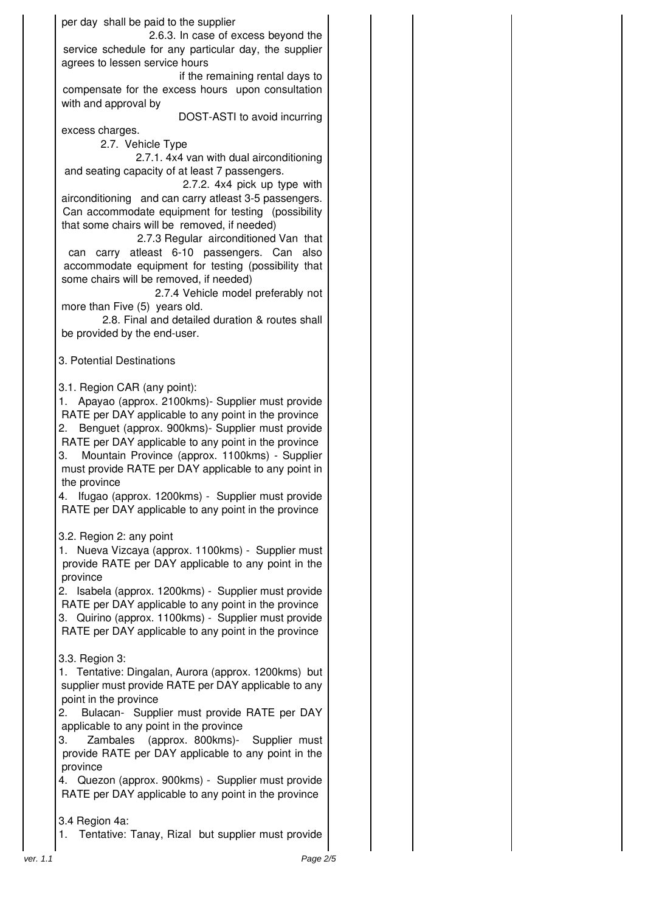per day shall be paid to the supplier

2.6.3. In case of excess beyond the service schedule for any particular day, the supplier agrees to lessen service hours if the remaining rental days to compensate for the excess hours upon consultation with and approval by DOST-ASTI to avoid incurring excess charges.

2.7. Vehicle Type

2.7.1. 4x4 van with dual airconditioning and seating capacity of at least 7 passengers.

2.7.2. 4x4 pick up type with airconditioning and can carry atleast 3-5 passengers. Can accommodate equipment for testing (possibility that some chairs will be removed, if needed)

2.7.3 Regular airconditioned Van that can carry atleast 6-10 passengers. Can also accommodate equipment for testing (possibility that some chairs will be removed, if needed)

2.7.4 Vehicle model preferably not more than Five (5) years old.

2.8. Final and detailed duration & routes shall be provided by the end-user.

3. Potential Destinations

3.1. Region CAR (any point):

1. Apayao (approx. 2100kms)- Supplier must provide RATE per DAY applicable to any point in the province
2. Benguet (approx. 900kms)- Supplier must provide RATE per DAY applicable to any point in the province
3. Mountain Province (approx. 1100kms) - Supplier must provide RATE per DAY applicable to any point in the province
4. Ifugao (approx. 1200kms) - Supplier must provide RATE per DAY applicable to any point in the province

3.2. Region 2: any point

1. Nueva Vizcaya (approx. 1100kms) - Supplier must provide RATE per DAY applicable to any point in the province
2. Isabela (approx. 1200kms) - Supplier must provide RATE per DAY applicable to any point in the province
3. Quirino (approx. 1100kms) - Supplier must provide RATE per DAY applicable to any point in the province

3.3. Region 3:

1. Tentative: Dingalan, Aurora (approx. 1200kms) but supplier must provide RATE per DAY applicable to any point in the province
2. Bulacan- Supplier must provide RATE per DAY applicable to any point in the province
3. Zambales (approx. 800kms)- Supplier must provide RATE per DAY applicable to any point in the province
4. Quezon (approx. 900kms) - Supplier must provide RATE per DAY applicable to any point in the province

3.4 Region 4a:

1. Tentative: Tanay, Rizal but supplier must provide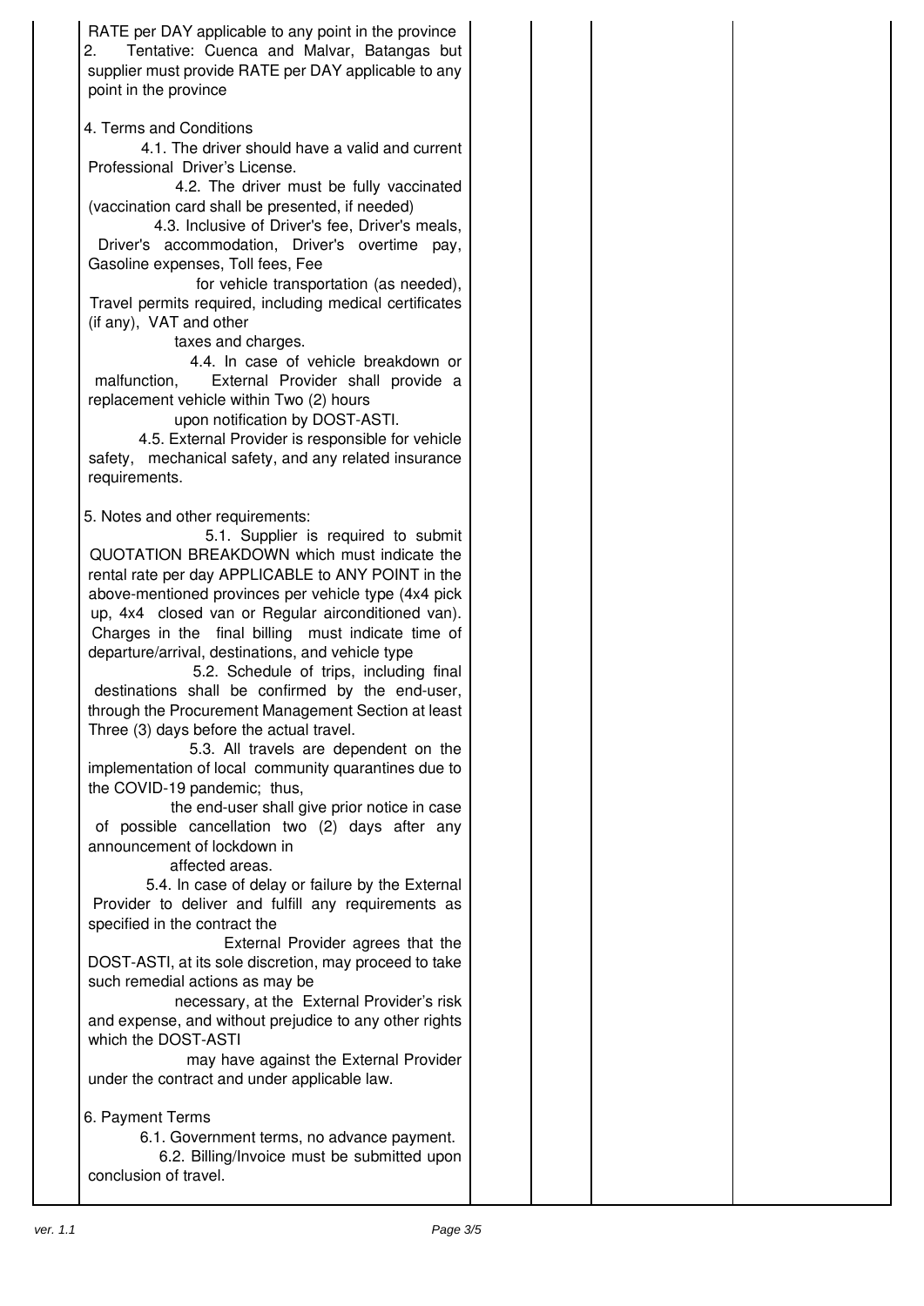RATE per DAY applicable to any point in the province

2. Tentative: Cuenca and Malvar, Batangas but supplier must provide RATE per DAY applicable to any point in the province

4. Terms and Conditions

4.1. The driver should have a valid and current Professional Driver's License.

4.2. The driver must be fully vaccinated (vaccination card shall be presented, if needed)

4.3. Inclusive of Driver's fee, Driver's meals, Driver's accommodation, Driver's overtime pay, Gasoline expenses, Toll fees, Fee for vehicle transportation (as needed), Travel permits required, including medical certificates (if any), VAT and other taxes and charges.

4.4. In case of vehicle breakdown or malfunction, External Provider shall provide a replacement vehicle within Two (2) hours upon notification by DOST-ASTI.

4.5. External Provider is responsible for vehicle safety, mechanical safety, and any related insurance requirements.

5. Notes and other requirements:

5.1. Supplier is required to submit QUOTATION BREAKDOWN which must indicate the rental rate per day APPLICABLE to ANY POINT in the above-mentioned provinces per vehicle type (4x4 pick up, 4x4 closed van or Regular airconditioned van). Charges in the final billing must indicate time of departure/arrival, destinations, and vehicle type

5.2. Schedule of trips, including final destinations shall be confirmed by the end-user, through the Procurement Management Section at least Three (3) days before the actual travel.

5.3. All travels are dependent on the implementation of local community quarantines due to the COVID-19 pandemic; thus, the end-user shall give prior notice in case of possible cancellation two (2) days after any announcement of lockdown in affected areas.

5.4. In case of delay or failure by the External Provider to deliver and fulfill any requirements as specified in the contract the External Provider agrees that the DOST-ASTI, at its sole discretion, may proceed to take such remedial actions as may be necessary, at the External Provider's risk and expense, and without prejudice to any other rights which the DOST-ASTI may have against the External Provider under the contract and under applicable law.

6. Payment Terms

6.1. Government terms, no advance payment.

6.2. Billing/Invoice must be submitted upon conclusion of travel.

*ver. 1.1*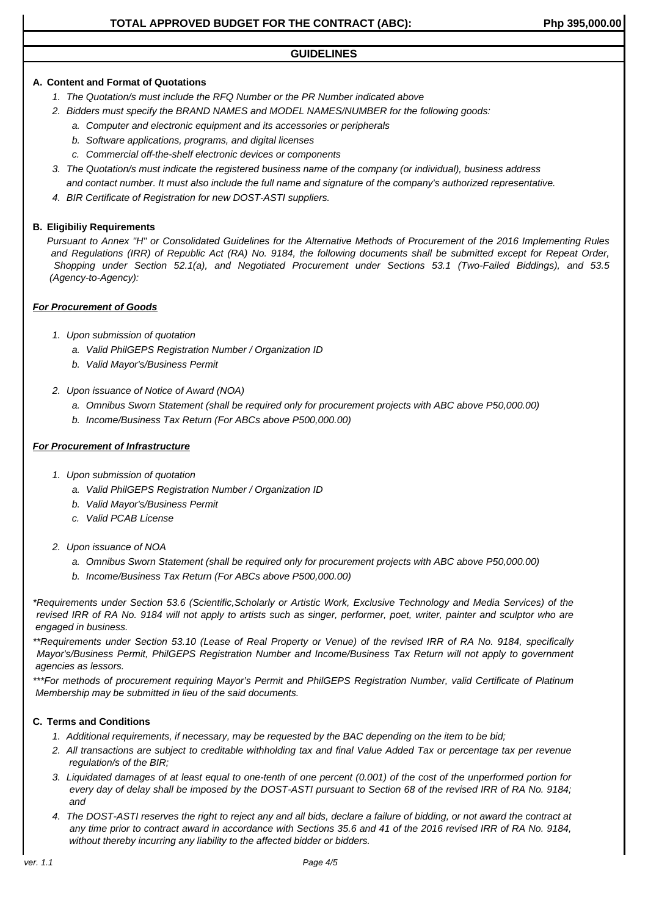**TOTAL APPROVED BUDGET FOR THE CONTRACT (ABC):** **Php 395,000.00**

## GUIDELINES

**A. Content and Format of Quotations**

1. *The Quotation/s must include the RFQ Number or the PR Number indicated above*
2. *Bidders must specify the BRAND NAMES and MODEL NAMES/NUMBER for the following goods:*
   a. *Computer and electronic equipment and its accessories or peripherals*
   b. *Software applications, programs, and digital licenses*
   c. *Commercial off-the-shelf electronic devices or components*
3. *The Quotation/s must indicate the registered business name of the company (or individual), business address and contact number. It must also include the full name and signature of the company's authorized representative.*
4. *BIR Certificate of Registration for new DOST-ASTI suppliers.*

**B. Eligibiliy Requirements**

*Pursuant to Annex "H" or Consolidated Guidelines for the Alternative Methods of Procurement of the 2016 Implementing Rules and Regulations (IRR) of Republic Act (RA) No. 9184, the following documents shall be submitted except for Repeat Order, Shopping under Section 52.1(a), and Negotiated Procurement under Sections 53.1 (Two-Failed Biddings), and 53.5 (Agency-to-Agency):*

***For Procurement of Goods***

1. *Upon submission of quotation*
   a. *Valid PhilGEPS Registration Number / Organization ID*
   b. *Valid Mayor's/Business Permit*
2. *Upon issuance of Notice of Award (NOA)*
   a. *Omnibus Sworn Statement (shall be required only for procurement projects with ABC above P50,000.00)*
   b. *Income/Business Tax Return (For ABCs above P500,000.00)*

***For Procurement of Infrastructure***

1. *Upon submission of quotation*
   a. *Valid PhilGEPS Registration Number / Organization ID*
   b. *Valid Mayor's/Business Permit*
   c. *Valid PCAB License*
2. *Upon issuance of NOA*
   a. *Omnibus Sworn Statement (shall be required only for procurement projects with ABC above P50,000.00)*
   b. *Income/Business Tax Return (For ABCs above P500,000.00)*

*\*Requirements under Section 53.6 (Scientific,Scholarly or Artistic Work, Exclusive Technology and Media Services) of the revised IRR of RA No. 9184 will not apply to artists such as singer, performer, poet, writer, painter and sculptor who are engaged in business.*

*\*\*Requirements under Section 53.10 (Lease of Real Property or Venue) of the revised IRR of RA No. 9184, specifically Mayor's/Business Permit, PhilGEPS Registration Number and Income/Business Tax Return will not apply to government agencies as lessors.*

*\*\*\*For methods of procurement requiring Mayor's Permit and PhilGEPS Registration Number, valid Certificate of Platinum Membership may be submitted in lieu of the said documents.*

**C. Terms and Conditions**

1. *Additional requirements, if necessary, may be requested by the BAC depending on the item to be bid;*
2. *All transactions are subject to creditable withholding tax and final Value Added Tax or percentage tax per revenue regulation/s of the BIR;*
3. *Liquidated damages of at least equal to one-tenth of one percent (0.001) of the cost of the unperformed portion for every day of delay shall be imposed by the DOST-ASTI pursuant to Section 68 of the revised IRR of RA No. 9184; and*
4. *The DOST-ASTI reserves the right to reject any and all bids, declare a failure of bidding, or not award the contract at any time prior to contract award in accordance with Sections 35.6 and 41 of the 2016 revised IRR of RA No. 9184, without thereby incurring any liability to the affected bidder or bidders.*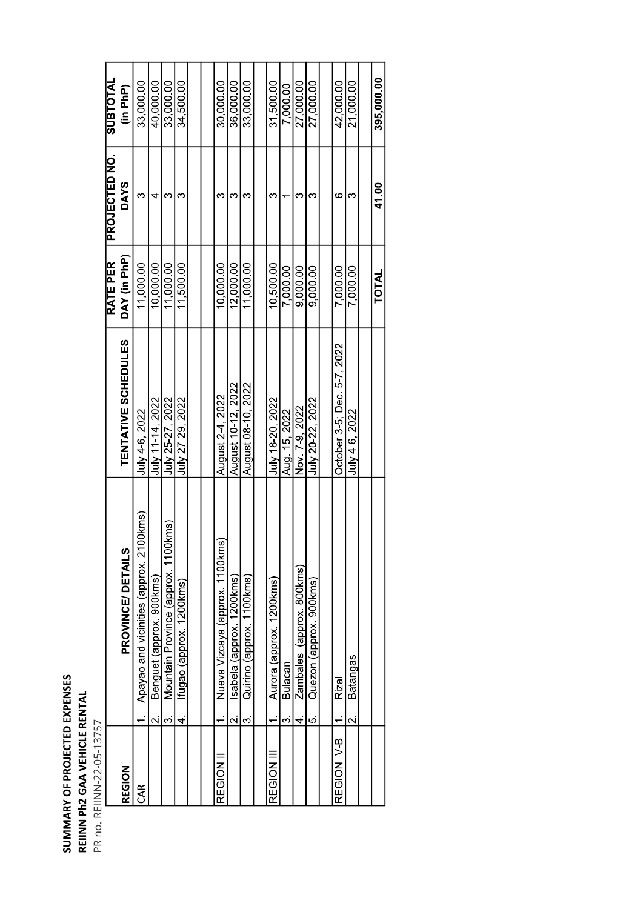**SUMMARY OF PROJECTED EXPENSES**

**REIINN Ph2 GAA VEHICLE RENTAL**

PR no. REIINN-22-05-13757

| REGION | | PROVINCE/ DETAILS | TENTATIVE SCHEDULES | RATE PER DAY (in PhP) | PROJECTED NO. DAYS | SUBTOTAL (in PhP) |
|---|---|---|---|---|---|---|
| CAR | 1. | Apayao and vicinities (approx. 2100kms) | July 4-6, 2022 | 11,000.00 | 3 | 33,000.00 |
| | 2. | Benguet (approx. 900kms) | July 11-14, 2022 | 10,000.00 | 4 | 40,000.00 |
| | 3. | Mountain Province (approx. 1100kms) | July 25-27, 2022 | 11,000.00 | 3 | 33,000.00 |
| | 4. | Ifugao (approx. 1200kms) | July 27-29, 2022 | 11,500.00 | 3 | 34,500.00 |
| | | | | | | |
| REGION II | 1. | Nueva Vizcaya (approx. 1100kms) | August 2-4, 2022 | 10,000.00 | 3 | 30,000.00 |
| | 2. | Isabela (approx. 1200kms) | August 10-12, 2022 | 12,000.00 | 3 | 36,000.00 |
| | 3. | Quirino (approx. 1100kms) | August 08-10, 2022 | 11,000.00 | 3 | 33,000.00 |
| | | | | | | |
| REGION III | 1. | Aurora (approx. 1200kms) | July 18-20, 2022 | 10,500.00 | 3 | 31,500.00 |
| | 3. | Bulacan | Aug. 15, 2022 | 7,000.00 | 1 | 7,000.00 |
| | 4. | Zambales (approx. 800kms) | Nov. 7-9, 2022 | 9,000.00 | 3 | 27,000.00 |
| | 5. | Quezon (approx. 900kms) | July 20-22, 2022 | 9,000.00 | 3 | 27,000.00 |
| | | | | | | |
| REGION IV-B | 1. | Rizal | October 3-5; Dec. 5-7, 2022 | 7,000.00 | 6 | 42,000.00 |
| | 2. | Batangas | July 4-6, 2022 | 7,000.00 | 3 | 21,000.00 |
| | | | | | | |
| | | | | **TOTAL** | **41.00** | **395,000.00** |